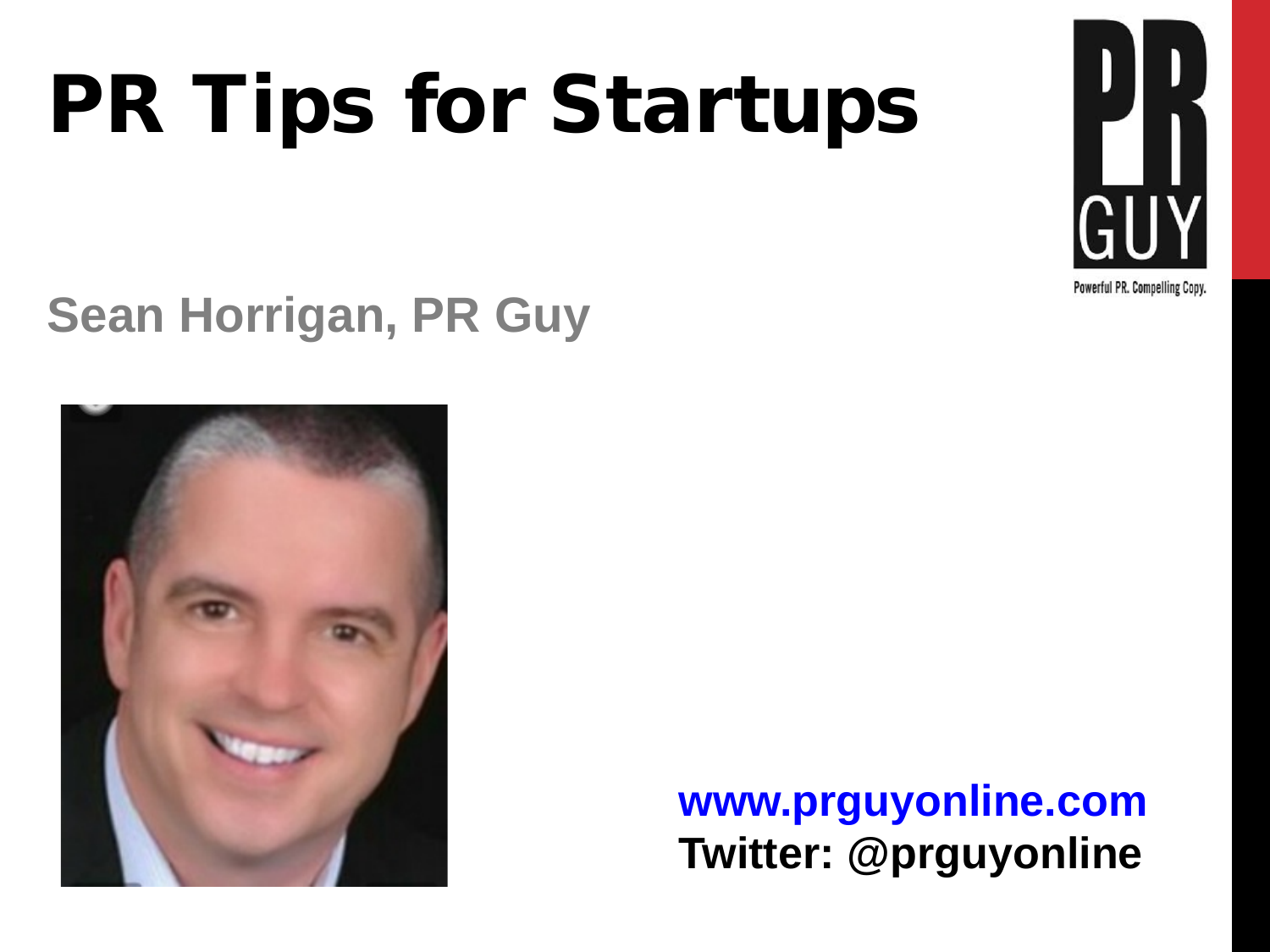# PR Tips for Startups

## Sean Horrigan, PR Guy

**www.prguyonline.com**
**Twitter: @prguyonline**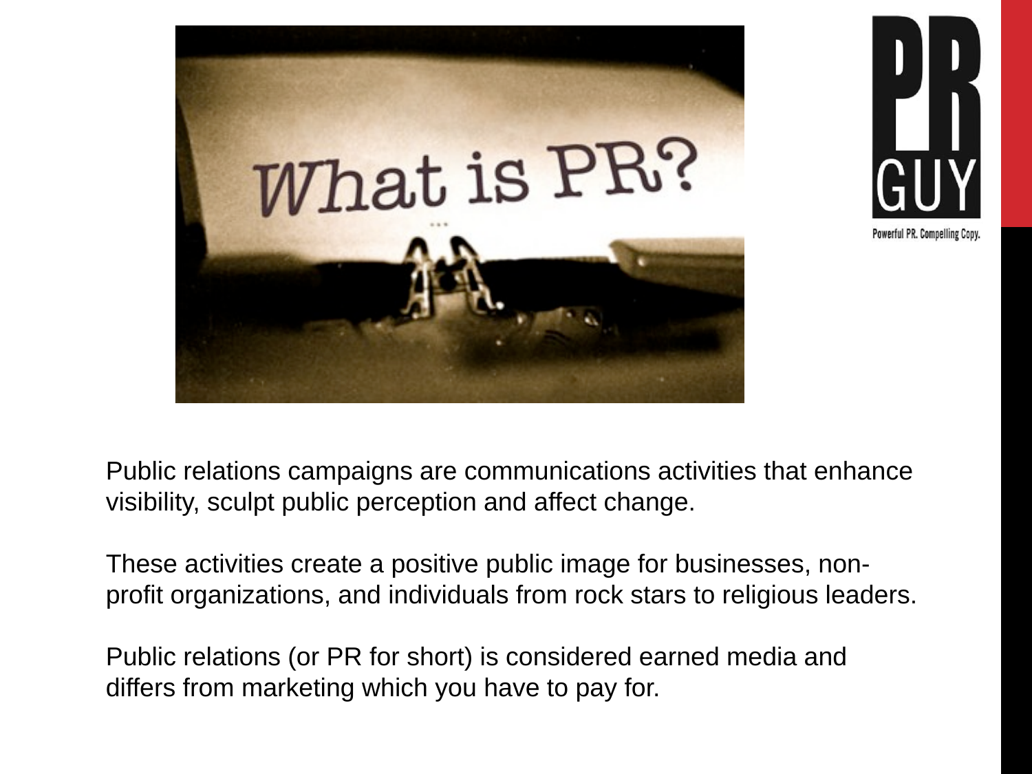Public relations campaigns are communications activities that enhance visibility, sculpt public perception and affect change.

These activities create a positive public image for businesses, non-profit organizations, and individuals from rock stars to religious leaders.

Public relations (or PR for short) is considered earned media and differs from marketing which you have to pay for.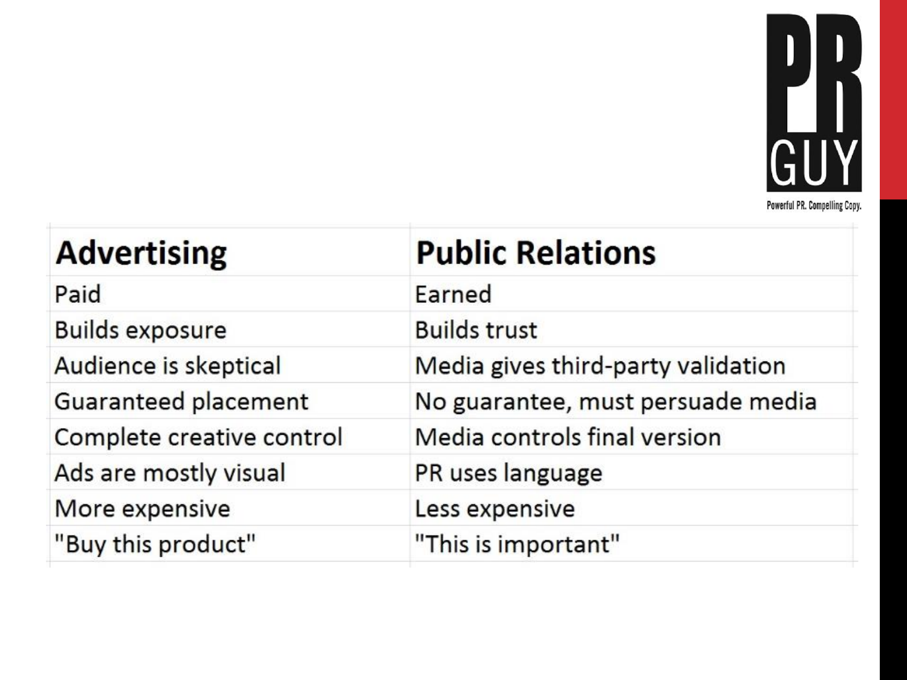| Advertising | Public Relations |
| --- | --- |
| Paid | Earned |
| Builds exposure | Builds trust |
| Audience is skeptical | Media gives third-party validation |
| Guaranteed placement | No guarantee, must persuade media |
| Complete creative control | Media controls final version |
| Ads are mostly visual | PR uses language |
| More expensive | Less expensive |
| "Buy this product" | "This is important" |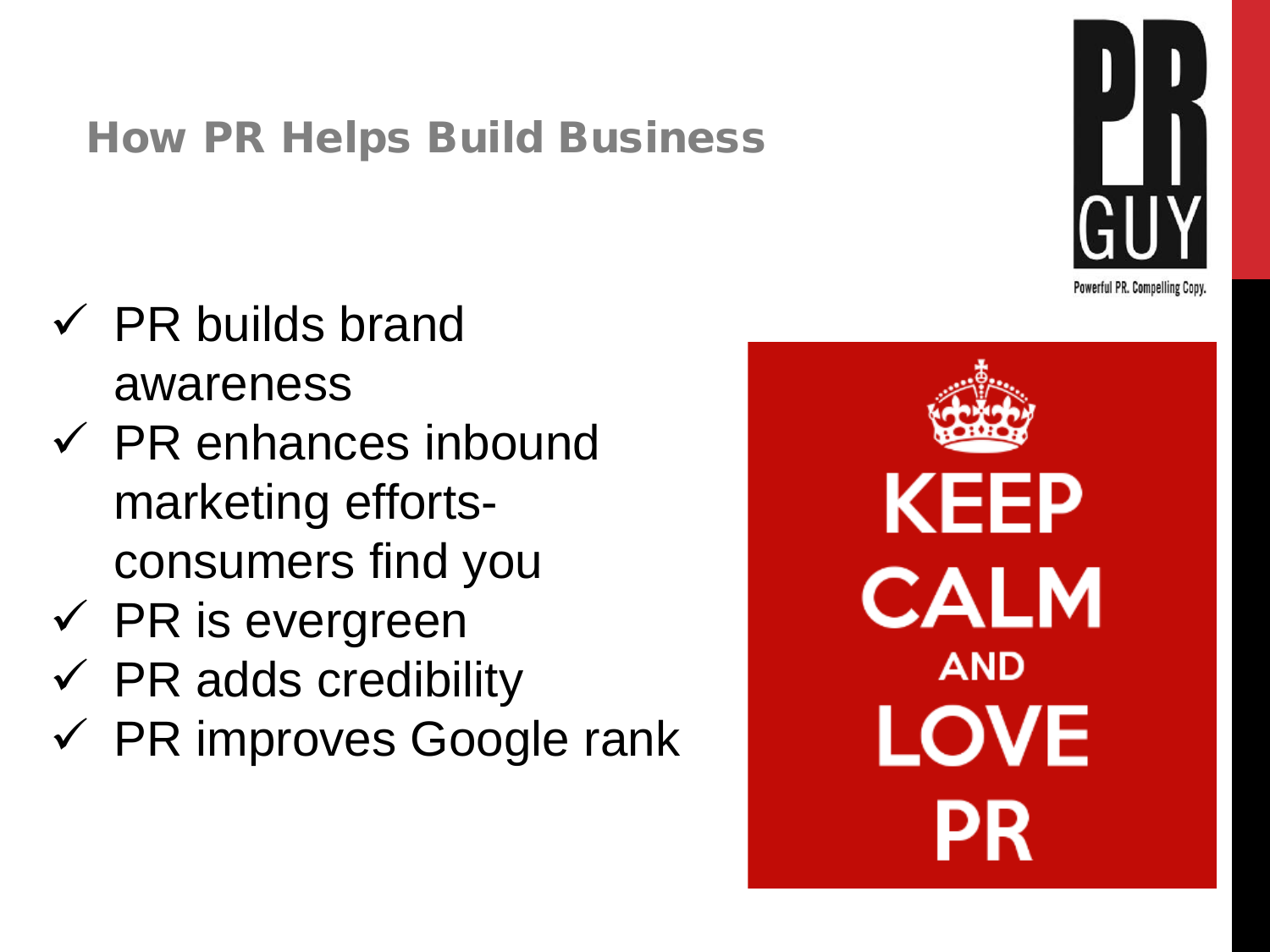## How PR Helps Build Business

- ✓ PR builds brand awareness
- ✓ PR enhances inbound marketing efforts- consumers find you
- ✓ PR is evergreen
- ✓ PR adds credibility
- ✓ PR improves Google rank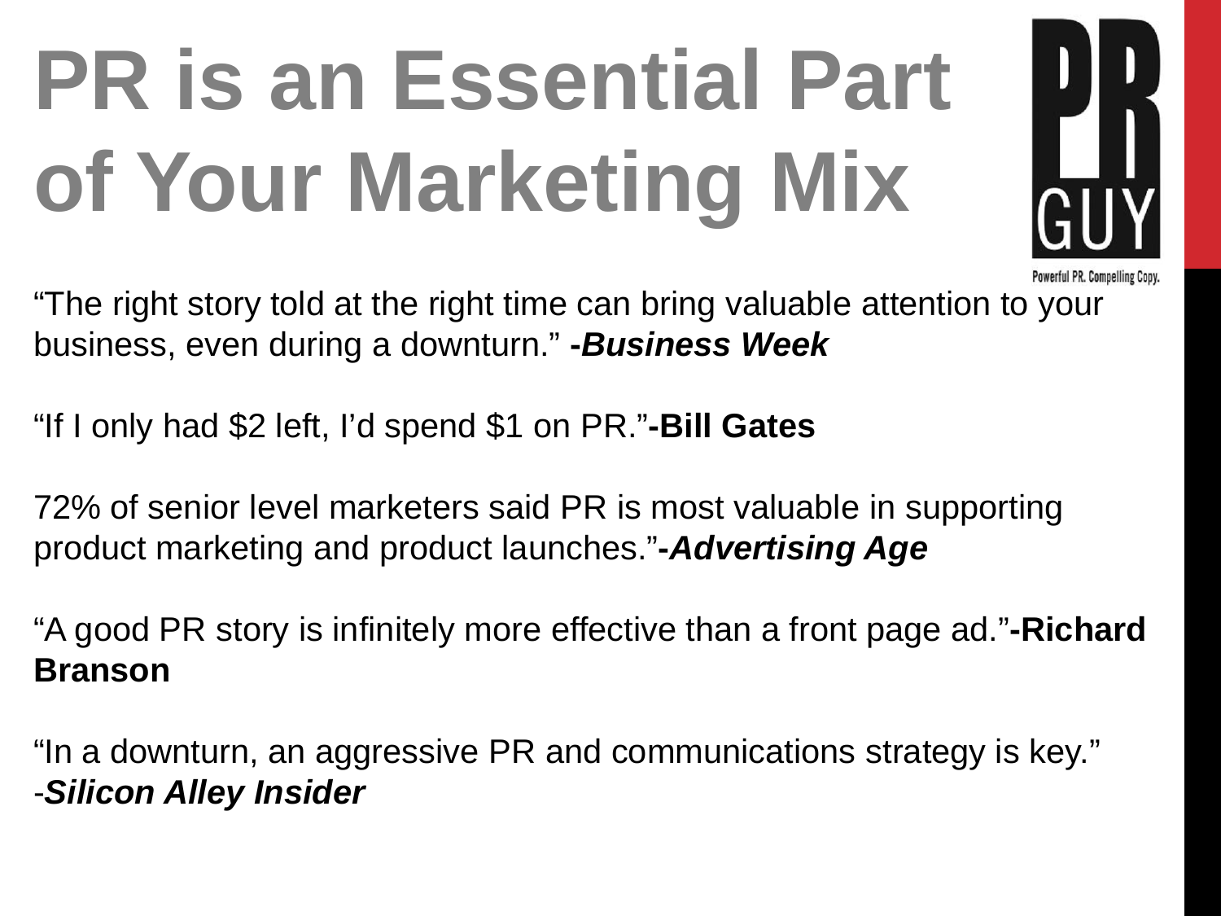# PR is an Essential Part of Your Marketing Mix

"The right story told at the right time can bring valuable attention to your business, even during a downturn." ***-Business Week***

"If I only had $2 left, I'd spend $1 on PR."**-Bill Gates**

72% of senior level marketers said PR is most valuable in supporting product marketing and product launches."***-Advertising Age***

"A good PR story is infinitely more effective than a front page ad."**-Richard Branson**

"In a downturn, an aggressive PR and communications strategy is key." -***Silicon Alley Insider***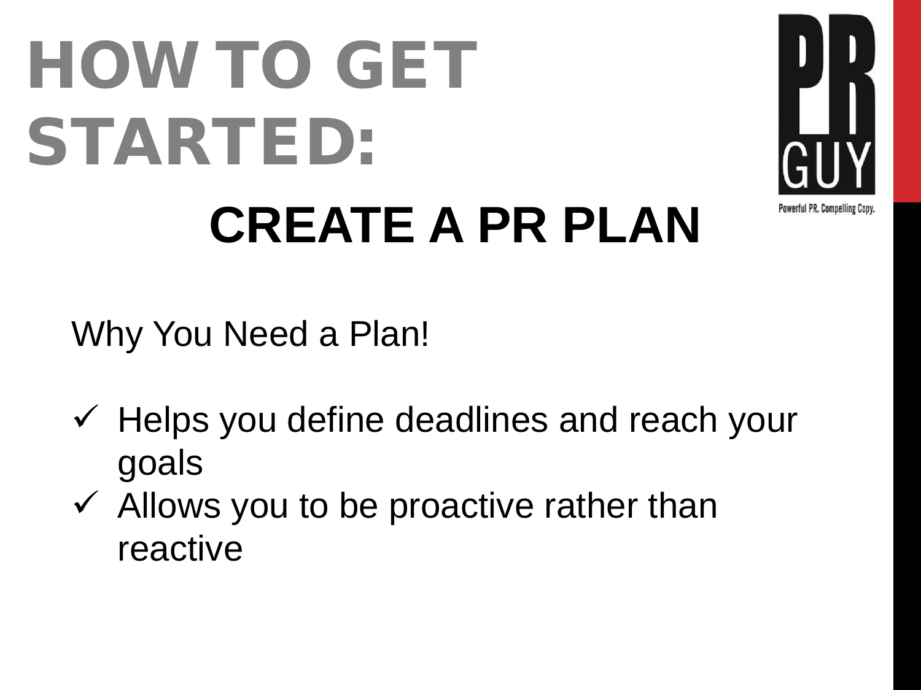# HOW TO GET STARTED:

## CREATE A PR PLAN

Why You Need a Plan!

- ✓ Helps you define deadlines and reach your goals
- ✓ Allows you to be proactive rather than reactive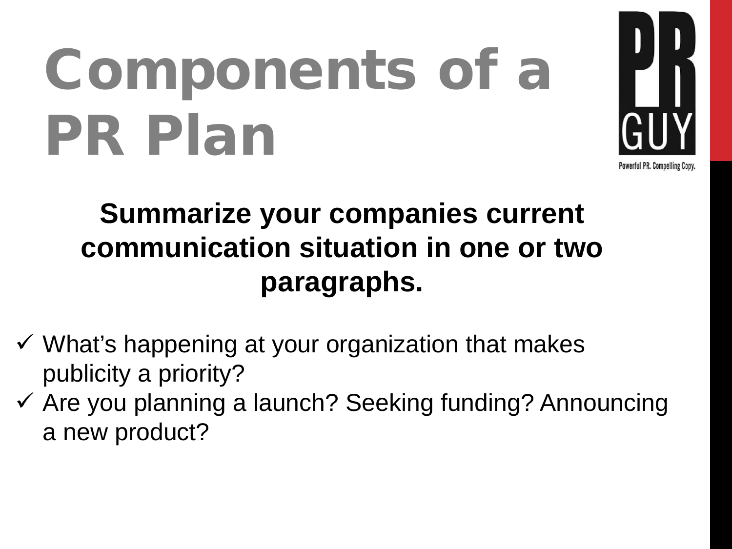# Components of a PR Plan

**Summarize your companies current communication situation in one or two paragraphs.**

- ✓ What's happening at your organization that makes publicity a priority?
- ✓ Are you planning a launch? Seeking funding? Announcing a new product?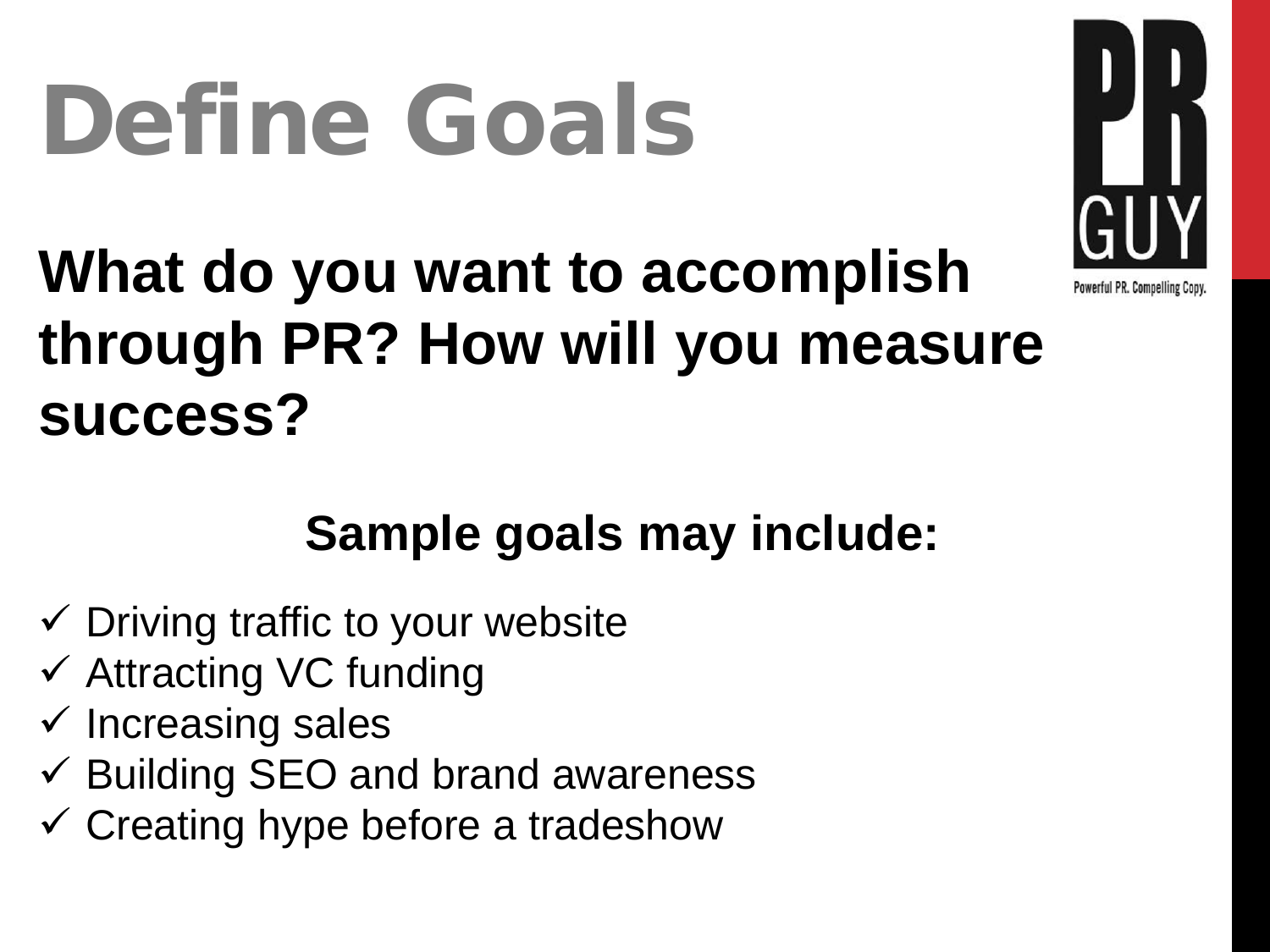# Define Goals

**What do you want to accomplish through PR? How will you measure success?**

**Sample goals may include:**

- ✓ Driving traffic to your website
- ✓ Attracting VC funding
- ✓ Increasing sales
- ✓ Building SEO and brand awareness
- ✓ Creating hype before a tradeshow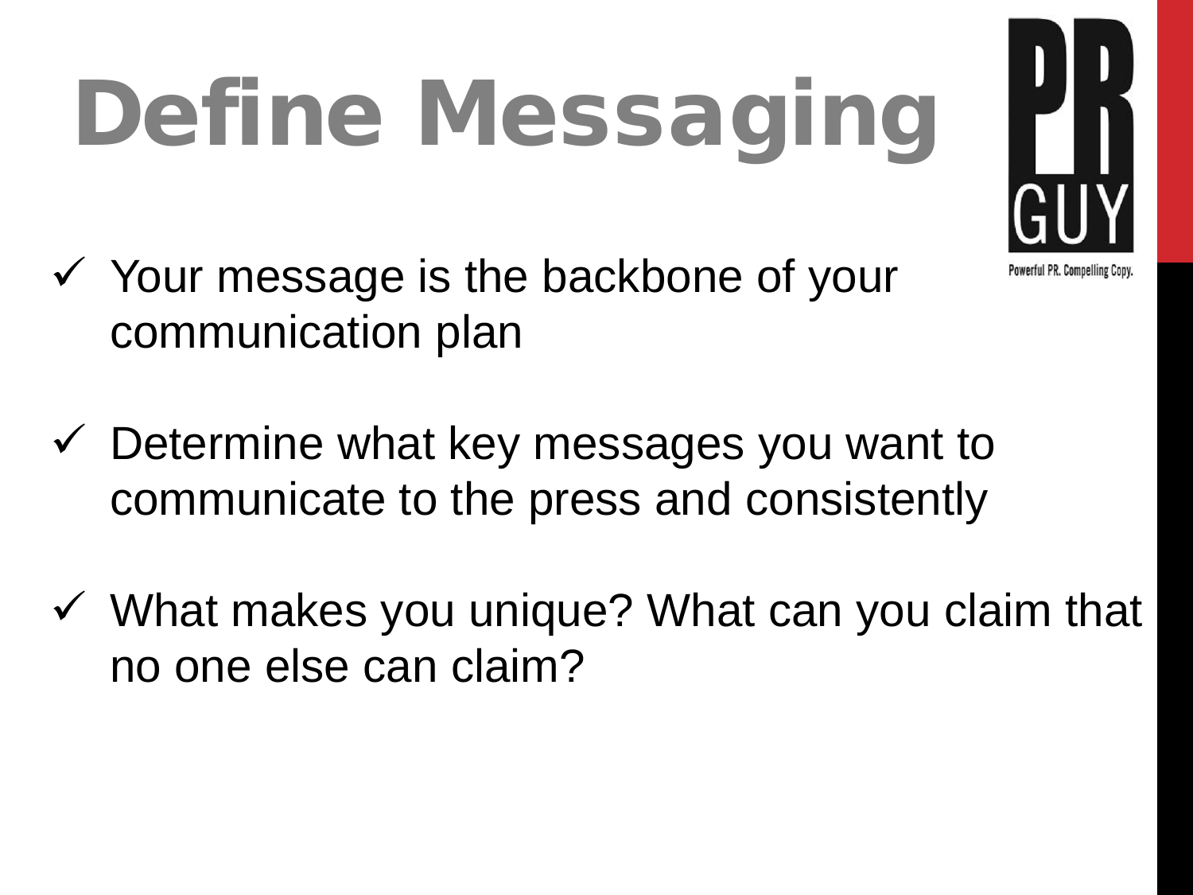# Define Messaging

- ✓ Your message is the backbone of your communication plan
- ✓ Determine what key messages you want to communicate to the press and consistently
- ✓ What makes you unique? What can you claim that no one else can claim?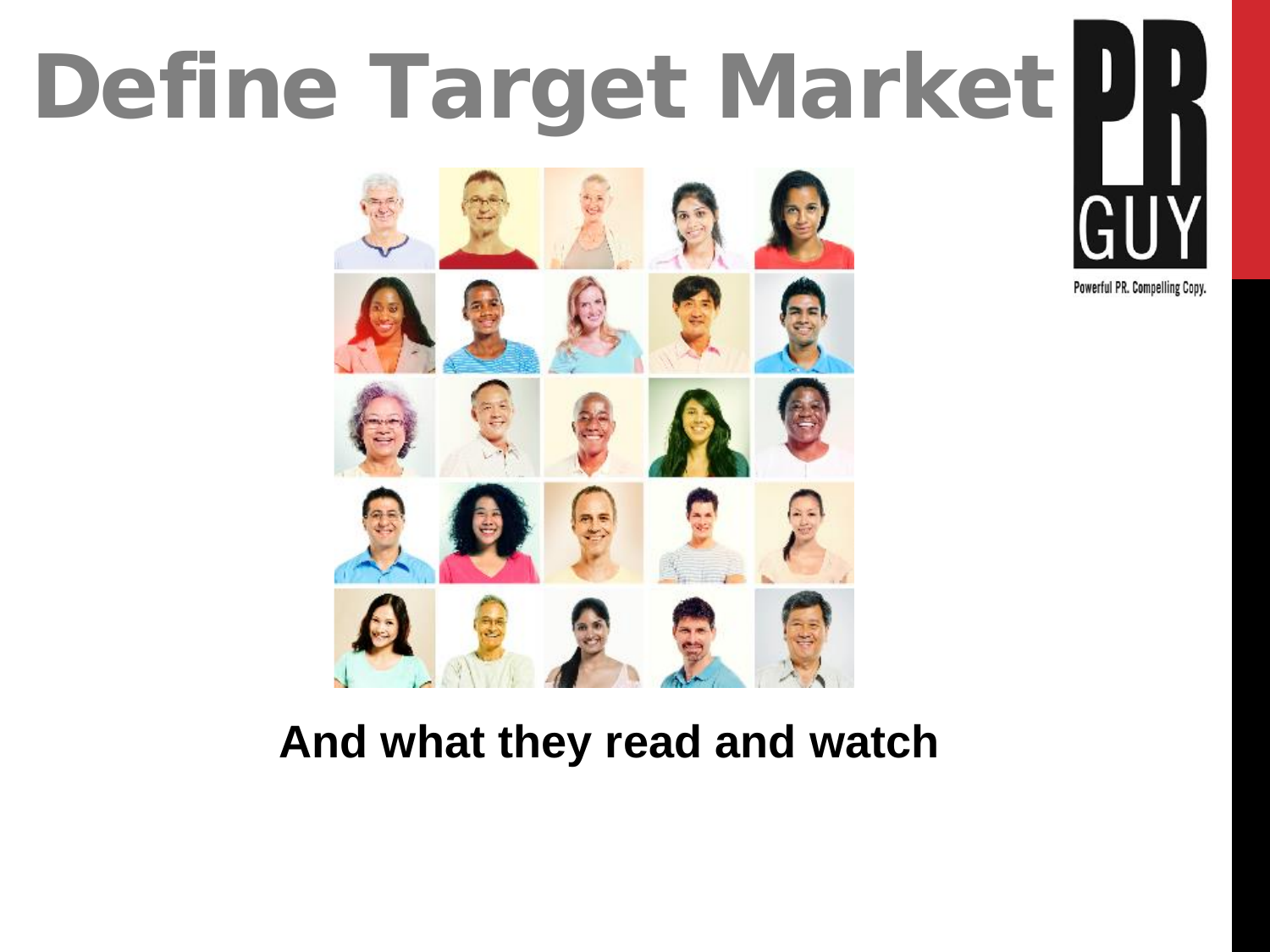# Define Target Market

**And what they read and watch**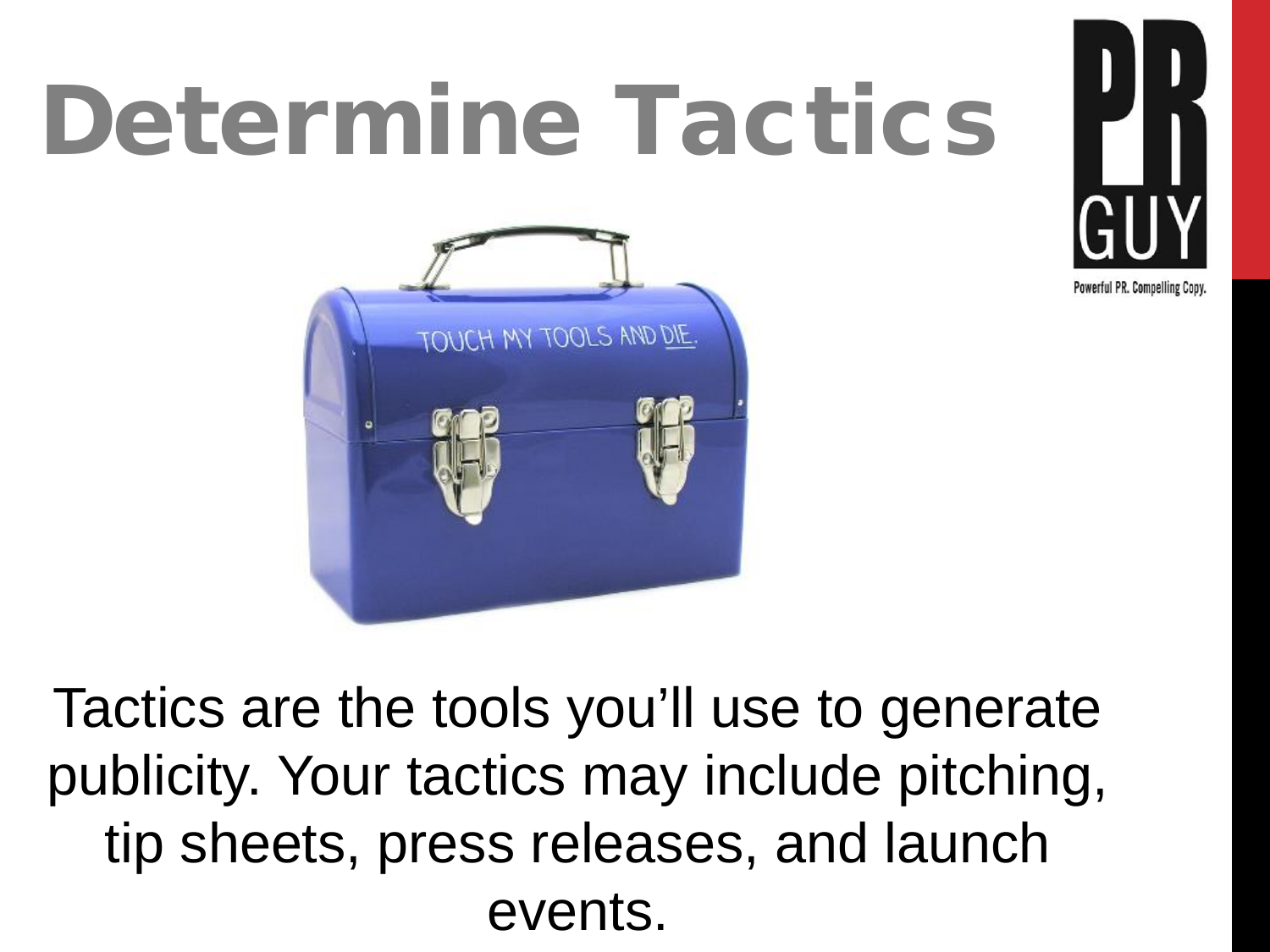# Determine Tactics

Tactics are the tools you'll use to generate publicity. Your tactics may include pitching, tip sheets, press releases, and launch events.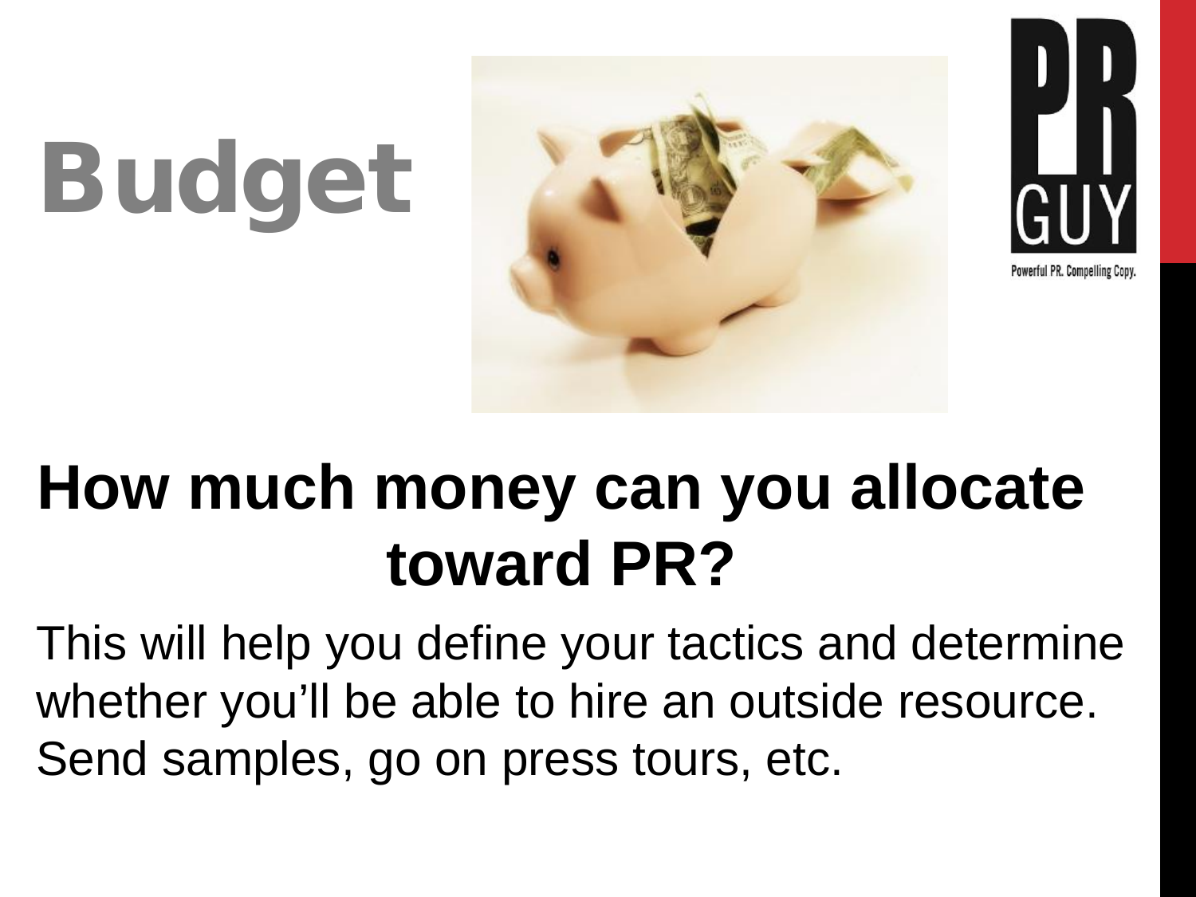# Budget

## How much money can you allocate toward PR?

This will help you define your tactics and determine whether you'll be able to hire an outside resource. Send samples, go on press tours, etc.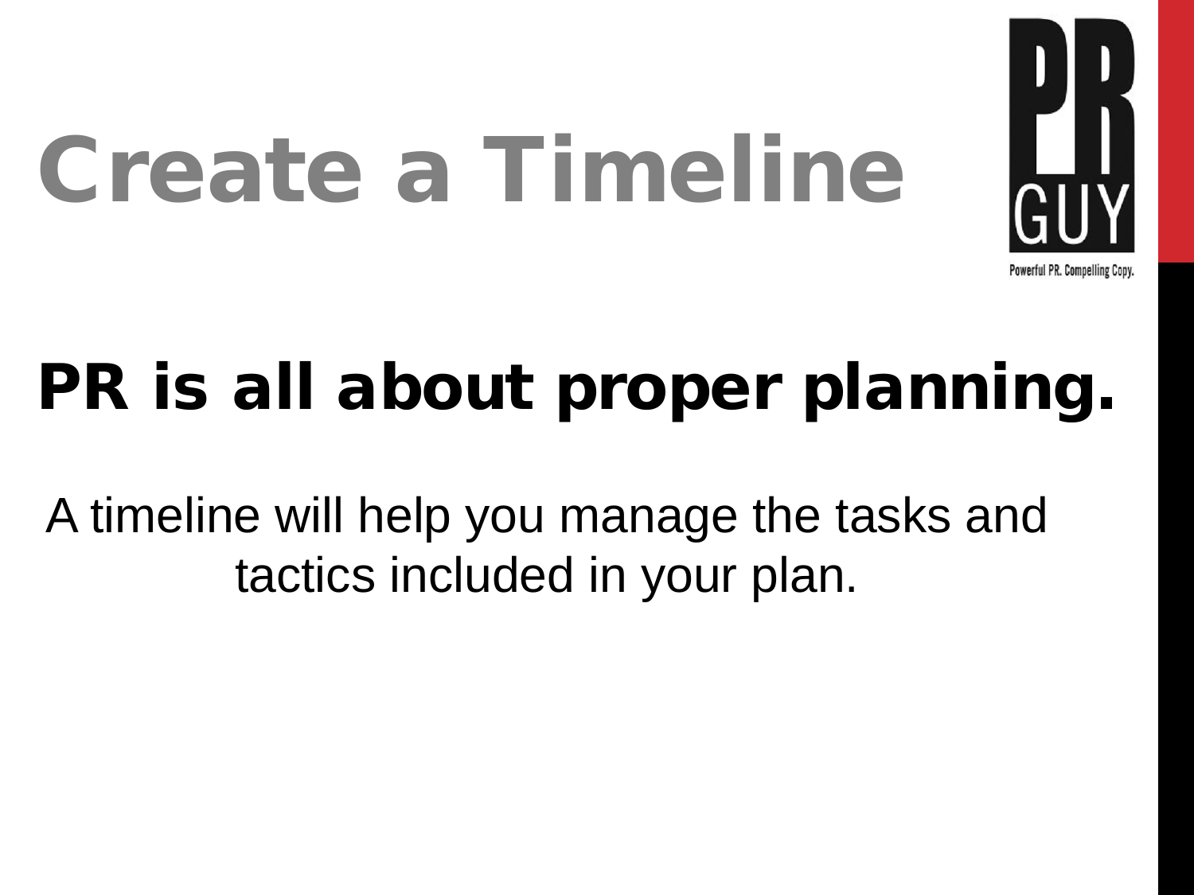# Create a Timeline

## PR is all about proper planning.

A timeline will help you manage the tasks and tactics included in your plan.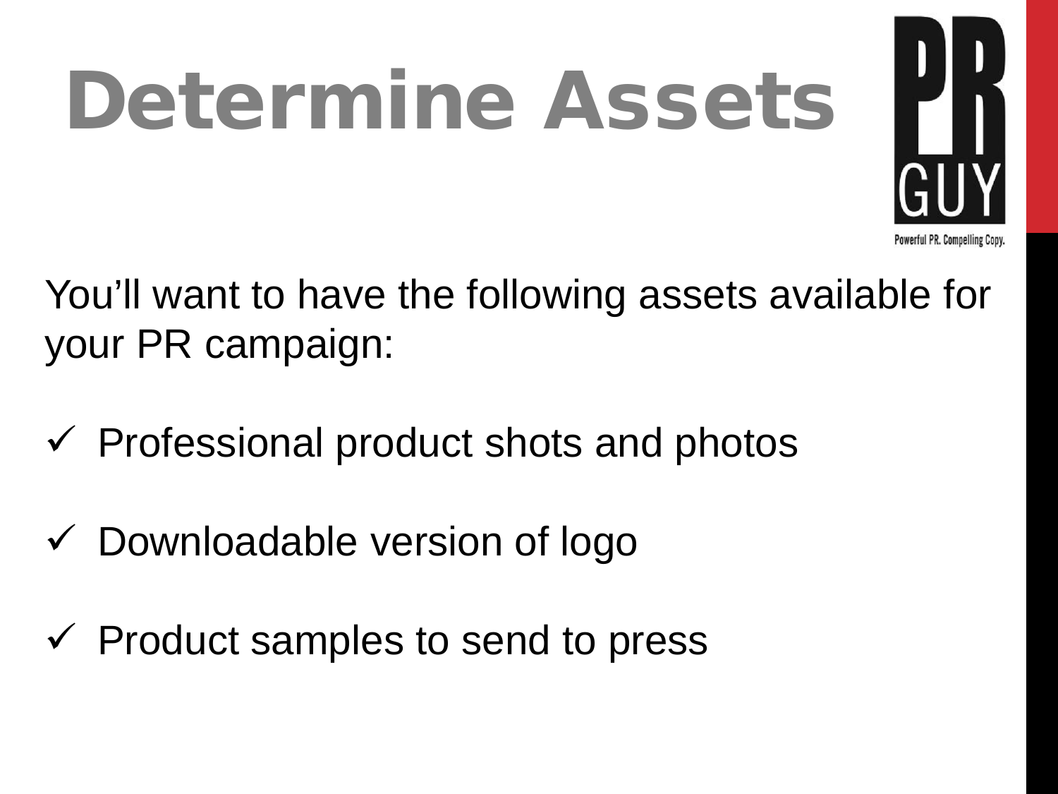# Determine Assets

You'll want to have the following assets available for your PR campaign:

- ✓ Professional product shots and photos
- ✓ Downloadable version of logo
- ✓ Product samples to send to press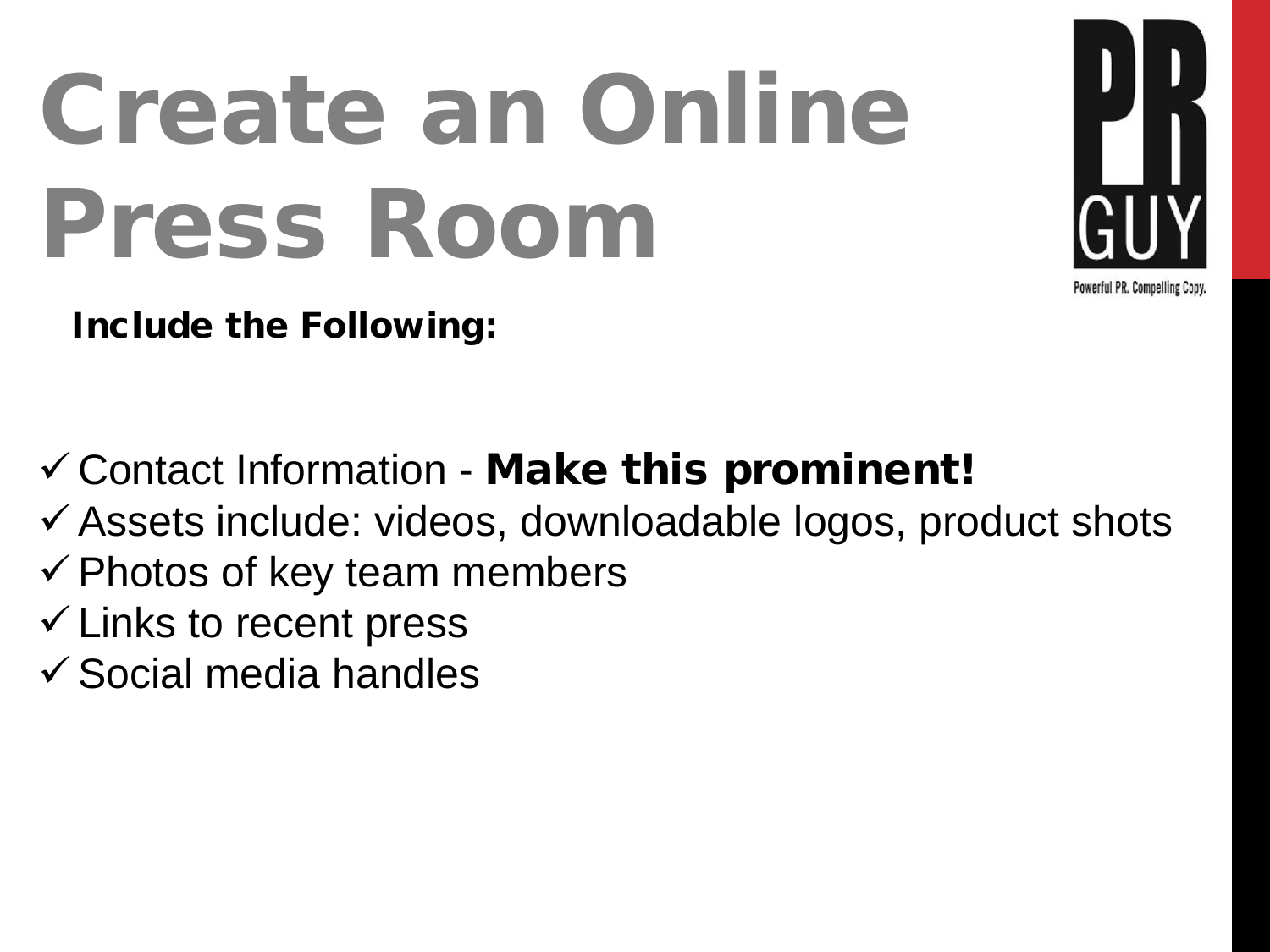# Create an Online Press Room

**Include the Following:**

- ✓ Contact Information - **Make this prominent!**
- ✓ Assets include: videos, downloadable logos, product shots
- ✓ Photos of key team members
- ✓ Links to recent press
- ✓ Social media handles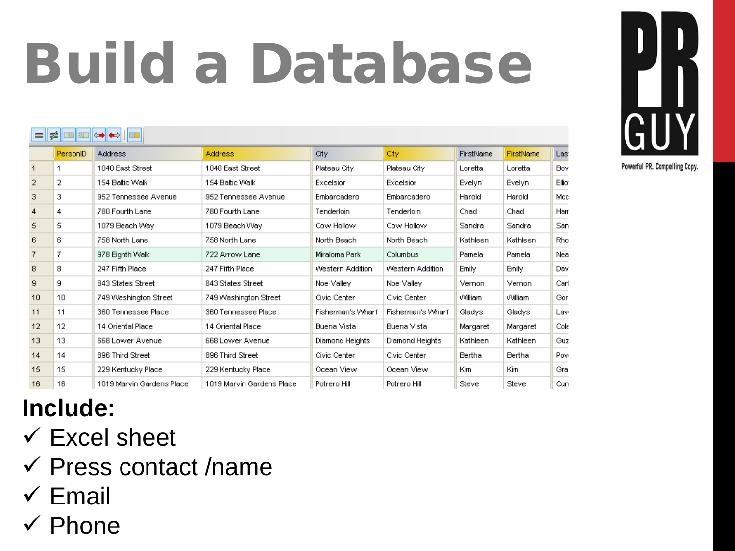# Build a Database

| | PersonID | Address | Address | City | City | FirstName | FirstName | Las |
|---|---|---|---|---|---|---|---|---|
| 1 | 1 | 1040 East Street | 1040 East Street | Plateau City | Plateau City | Loretta | Loretta | Bov |
| 2 | 2 | 154 Baltic Walk | 154 Baltic Walk | Excelsior | Excelsior | Evelyn | Evelyn | Ellio |
| 3 | 3 | 952 Tennessee Avenue | 952 Tennessee Avenue | Embarcadero | Embarcadero | Harold | Harold | Mcc |
| 4 | 4 | 780 Fourth Lane | 780 Fourth Lane | Tenderloin | Tenderloin | Chad | Chad | Han |
| 5 | 5 | 1079 Beach Way | 1079 Beach Way | Cow Hollow | Cow Hollow | Sandra | Sandra | San |
| 6 | 6 | 758 North Lane | 758 North Lane | North Beach | North Beach | Kathleen | Kathleen | Rho |
| 7 | 7 | 978 Eighth Walk | 722 Arrow Lane | Miraloma Park | Columbus | Pamela | Pamela | Nea |
| 8 | 8 | 247 Fifth Place | 247 Fifth Place | Western Addition | Western Addition | Emily | Emily | Dav |
| 9 | 9 | 843 States Street | 843 States Street | Noe Valley | Noe Valley | Vernon | Vernon | Carl |
| 10 | 10 | 749 Washington Street | 749 Washington Street | Civic Center | Civic Center | William | William | Gor |
| 11 | 11 | 360 Tennessee Place | 360 Tennessee Place | Fisherman's Wharf | Fisherman's Wharf | Gladys | Gladys | Law |
| 12 | 12 | 14 Oriental Place | 14 Oriental Place | Buena Vista | Buena Vista | Margaret | Margaret | Cole |
| 13 | 13 | 668 Lower Avenue | 668 Lower Avenue | Diamond Heights | Diamond Heights | Kathleen | Kathleen | Guz |
| 14 | 14 | 896 Third Street | 896 Third Street | Civic Center | Civic Center | Bertha | Bertha | Pow |
| 15 | 15 | 229 Kentucky Place | 229 Kentucky Place | Ocean View | Ocean View | Kim | Kim | Gra |
| 16 | 16 | 1019 Marvin Gardens Place | 1019 Marvin Gardens Place | Potrero Hill | Potrero Hill | Steve | Steve | Cun |

PR GUY

Powerful PR. Compelling Copy.

**Include:**

- ✓ Excel sheet
- ✓ Press contact /name
- ✓ Email
- ✓ Phone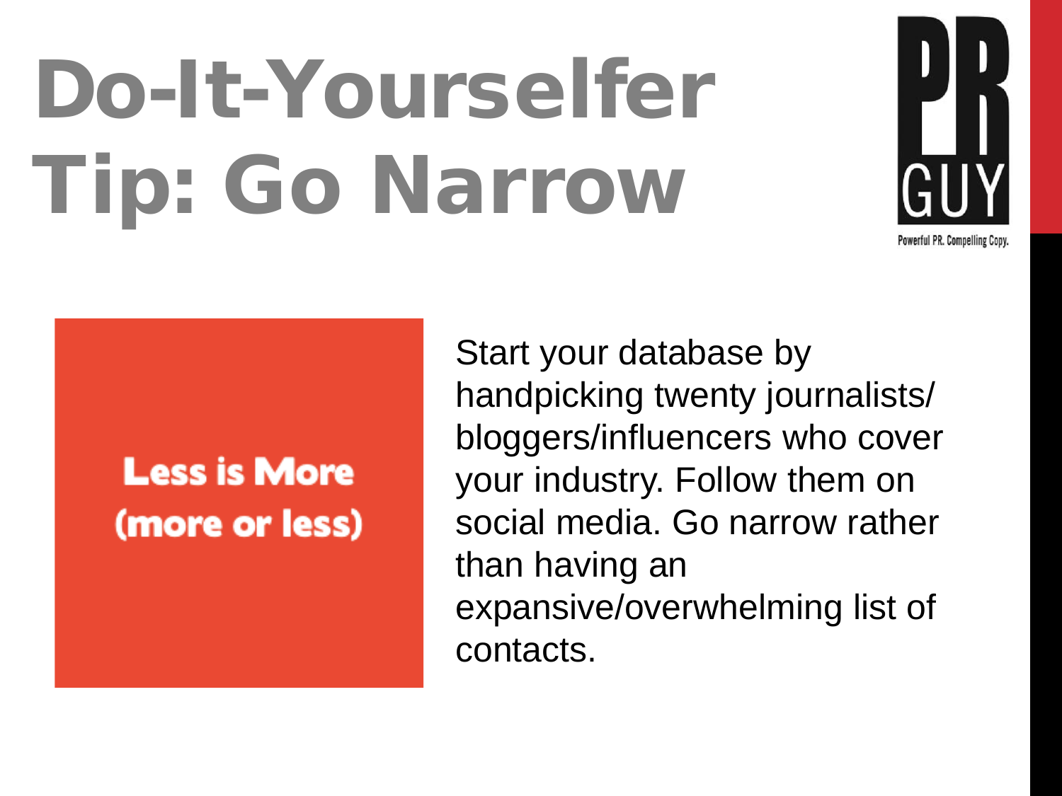# Do-It-Yourselfer Tip: Go Narrow

**Less is More (more or less)**

Start your database by handpicking twenty journalists/bloggers/influencers who cover your industry. Follow them on social media. Go narrow rather than having an expansive/overwhelming list of contacts.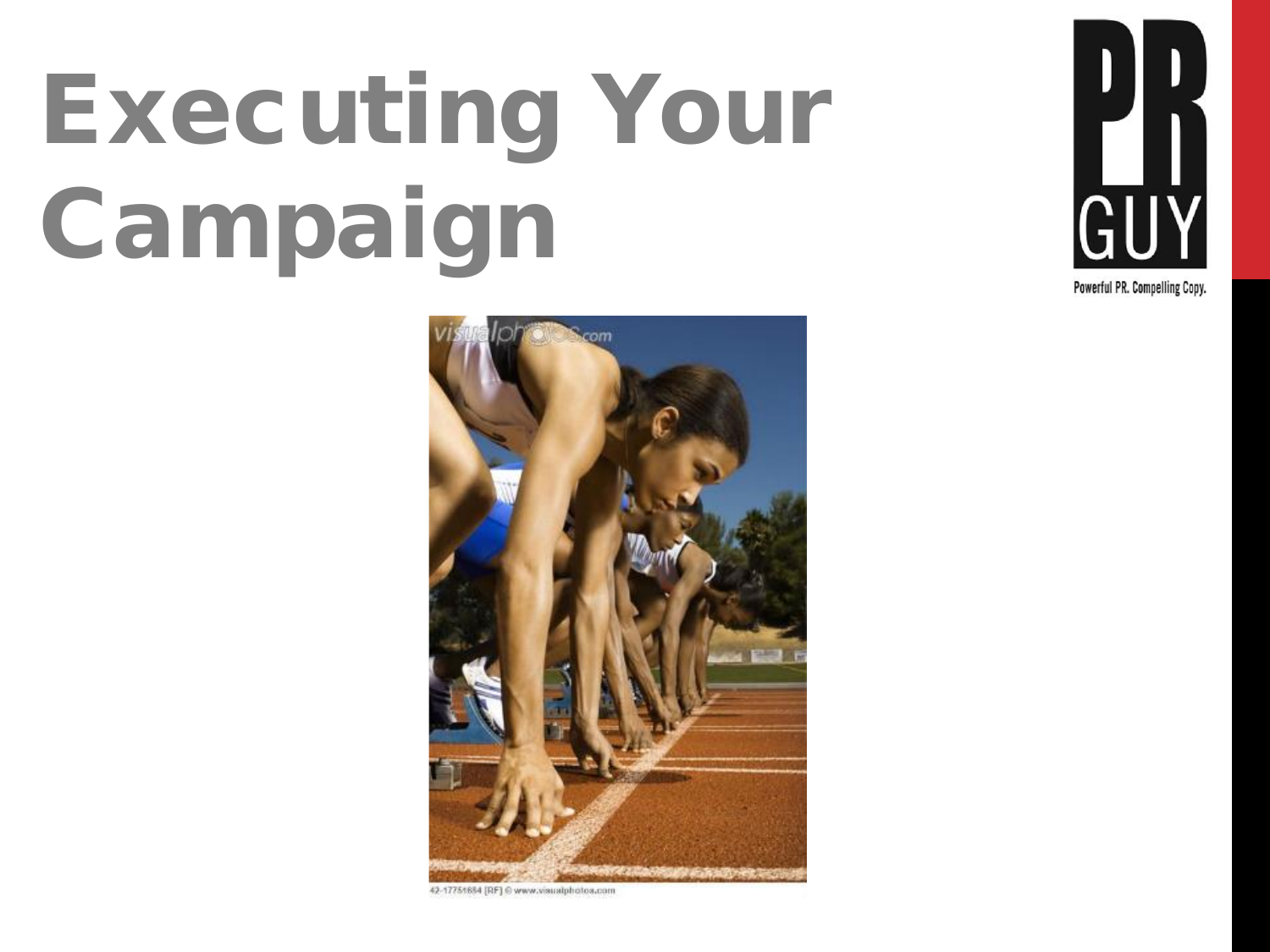# Executing Your Campaign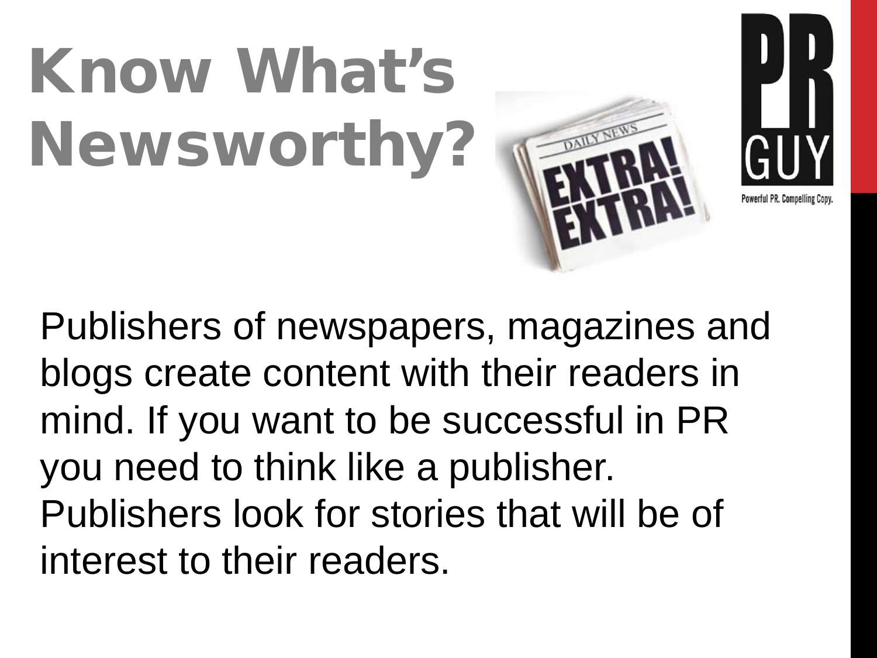# Know What's Newsworthy?

Publishers of newspapers, magazines and blogs create content with their readers in mind. If you want to be successful in PR you need to think like a publisher. Publishers look for stories that will be of interest to their readers.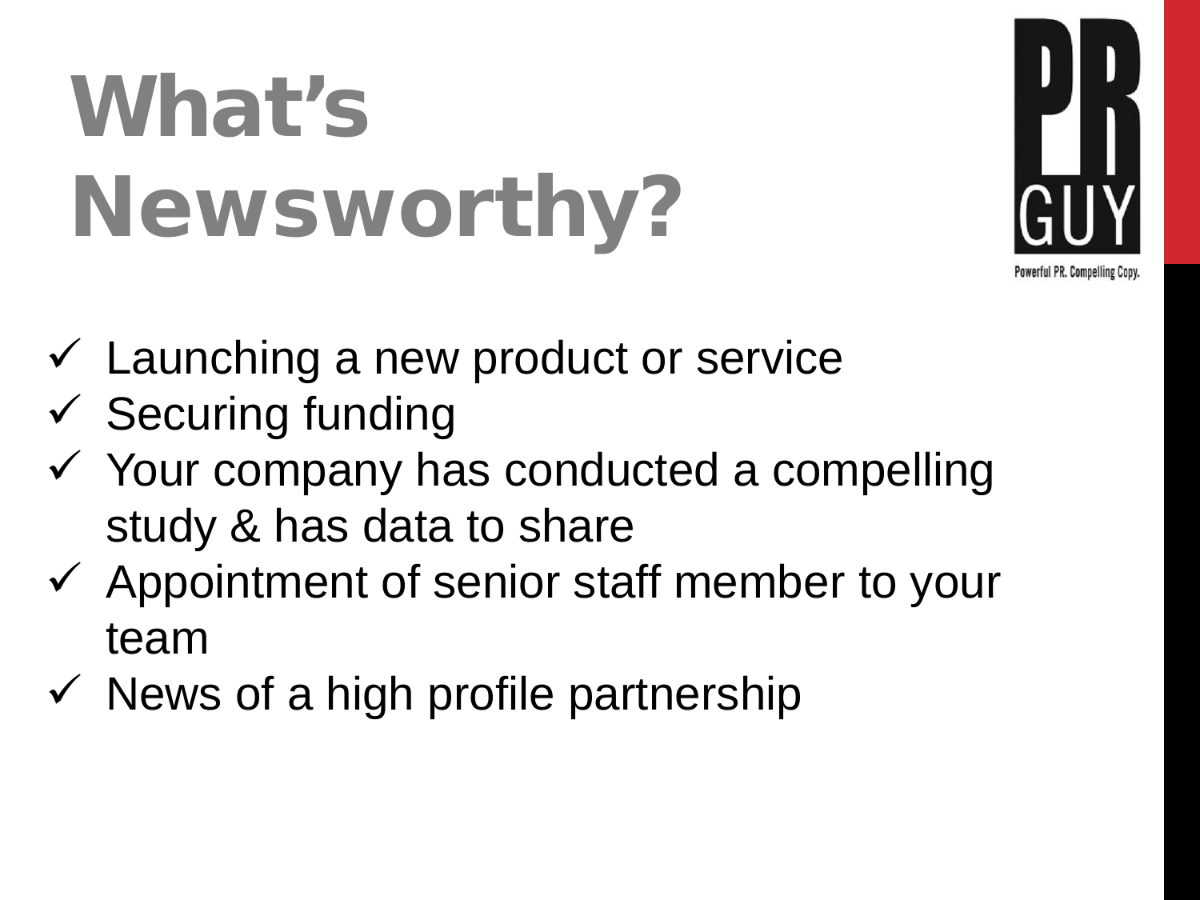# What's Newsworthy?

- ✓ Launching a new product or service
- ✓ Securing funding
- ✓ Your company has conducted a compelling study & has data to share
- ✓ Appointment of senior staff member to your team
- ✓ News of a high profile partnership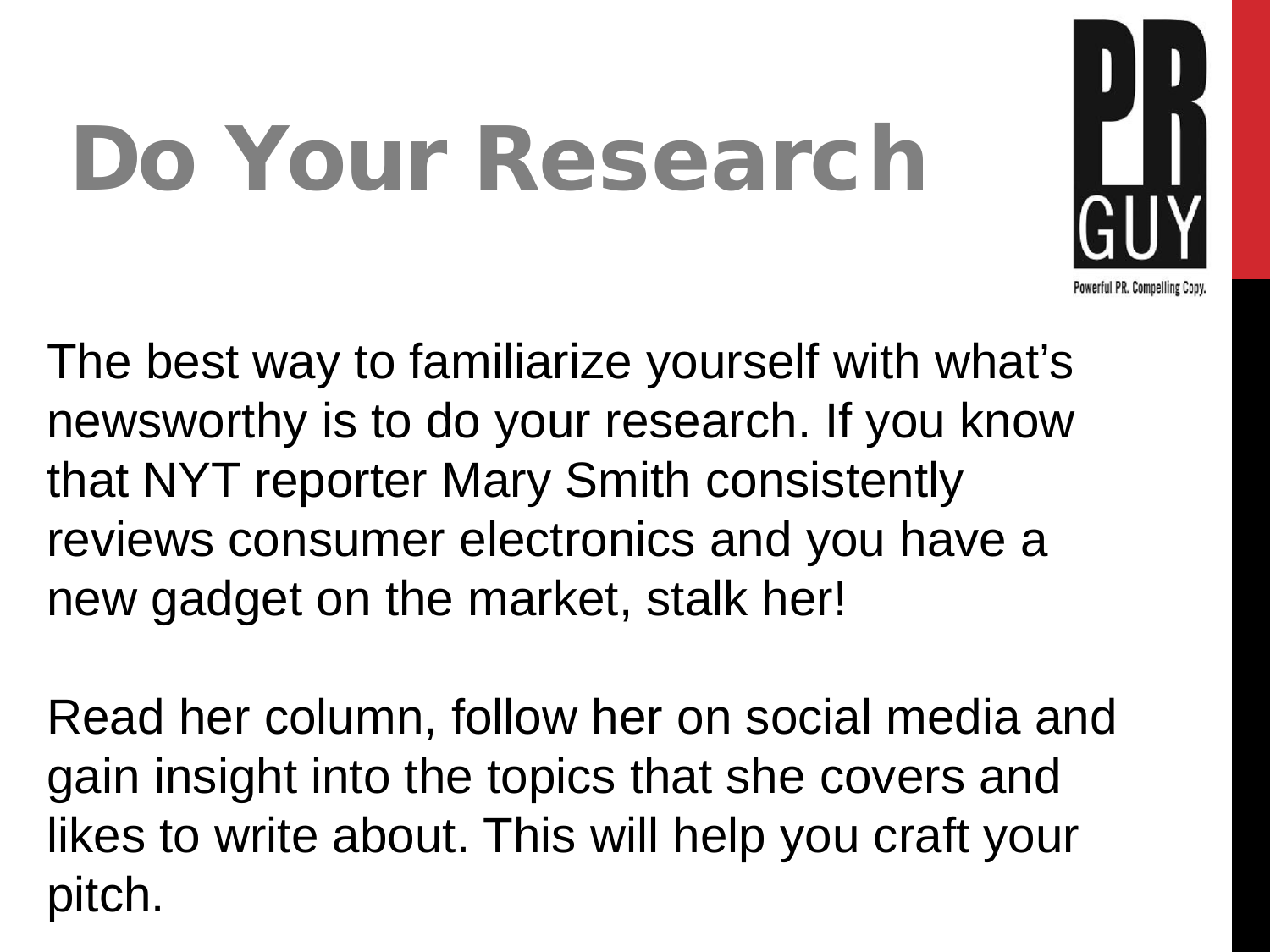# Do Your Research

The best way to familiarize yourself with what's newsworthy is to do your research. If you know that NYT reporter Mary Smith consistently reviews consumer electronics and you have a new gadget on the market, stalk her!

Read her column, follow her on social media and gain insight into the topics that she covers and likes to write about. This will help you craft your pitch.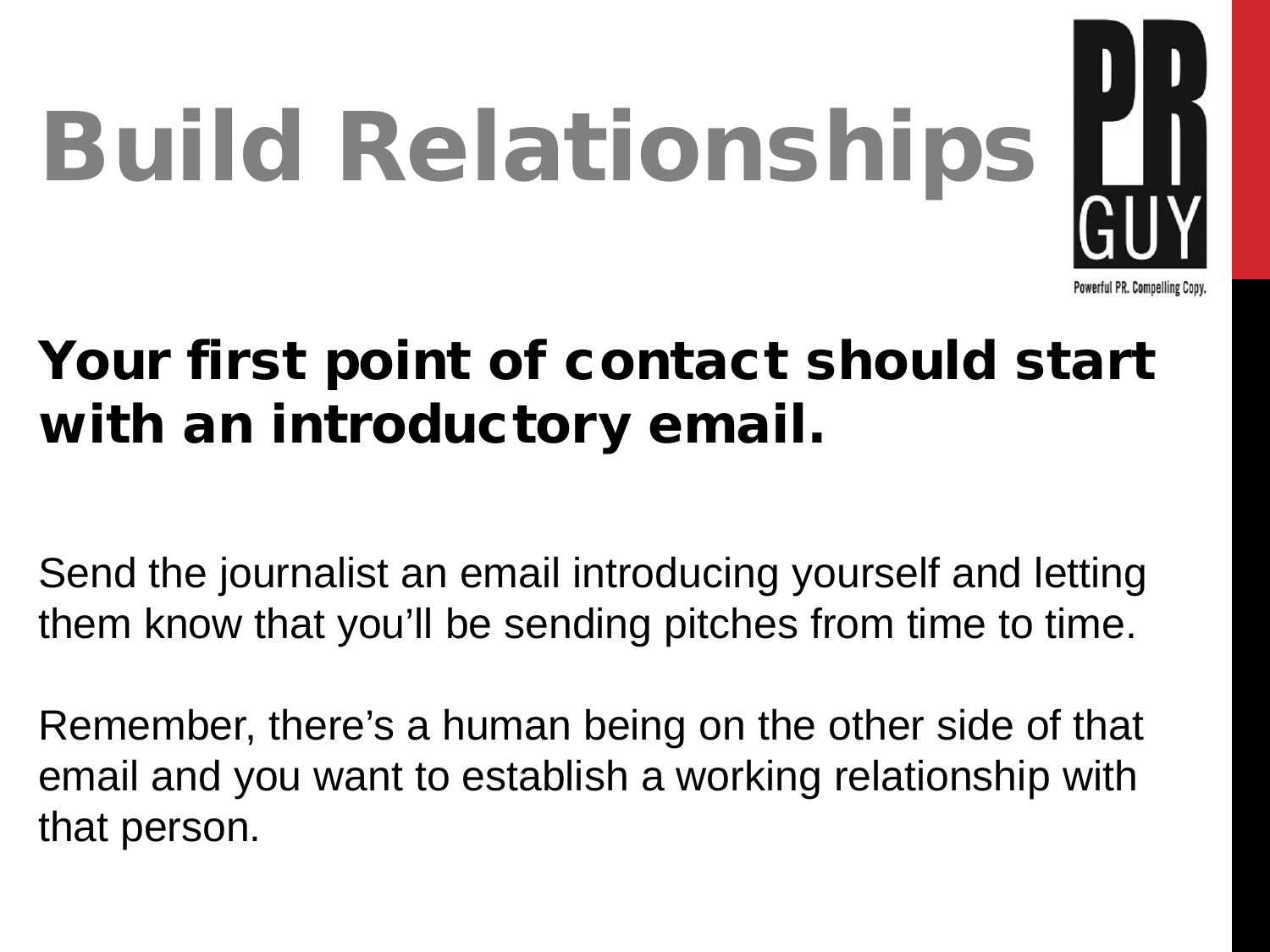# Build Relationships

PR GUY

Powerful PR. Compelling Copy.

## Your first point of contact should start with an introductory email.

Send the journalist an email introducing yourself and letting them know that you'll be sending pitches from time to time.

Remember, there's a human being on the other side of that email and you want to establish a working relationship with that person.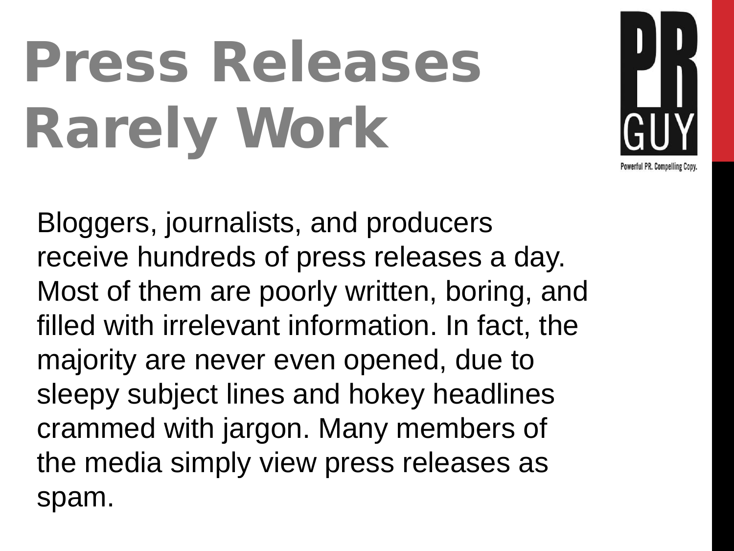# Press Releases Rarely Work

Bloggers, journalists, and producers receive hundreds of press releases a day. Most of them are poorly written, boring, and filled with irrelevant information. In fact, the majority are never even opened, due to sleepy subject lines and hokey headlines crammed with jargon. Many members of the media simply view press releases as spam.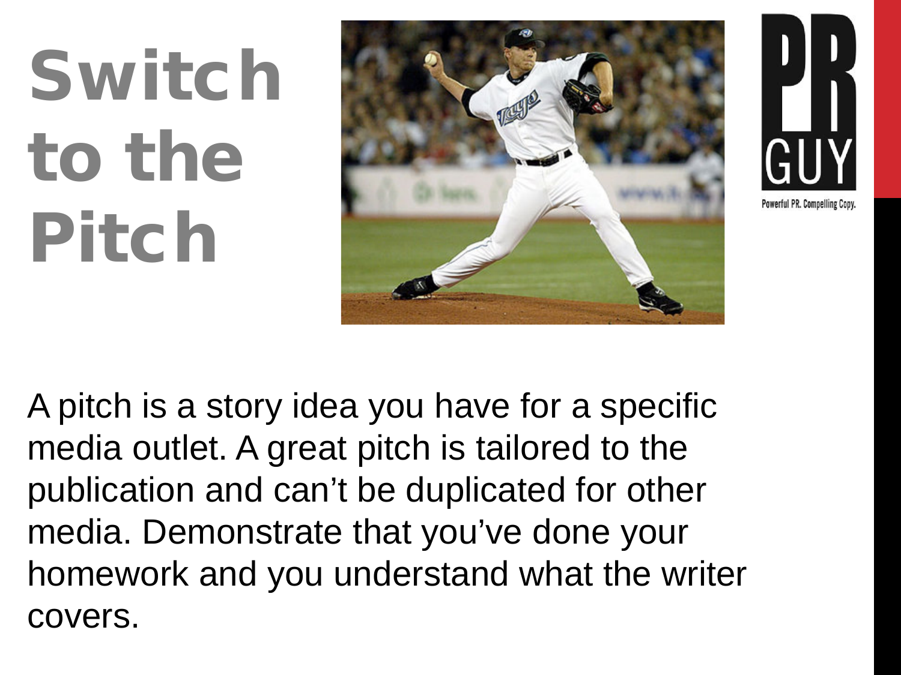# Switch to the Pitch

A pitch is a story idea you have for a specific media outlet. A great pitch is tailored to the publication and can't be duplicated for other media. Demonstrate that you've done your homework and you understand what the writer covers.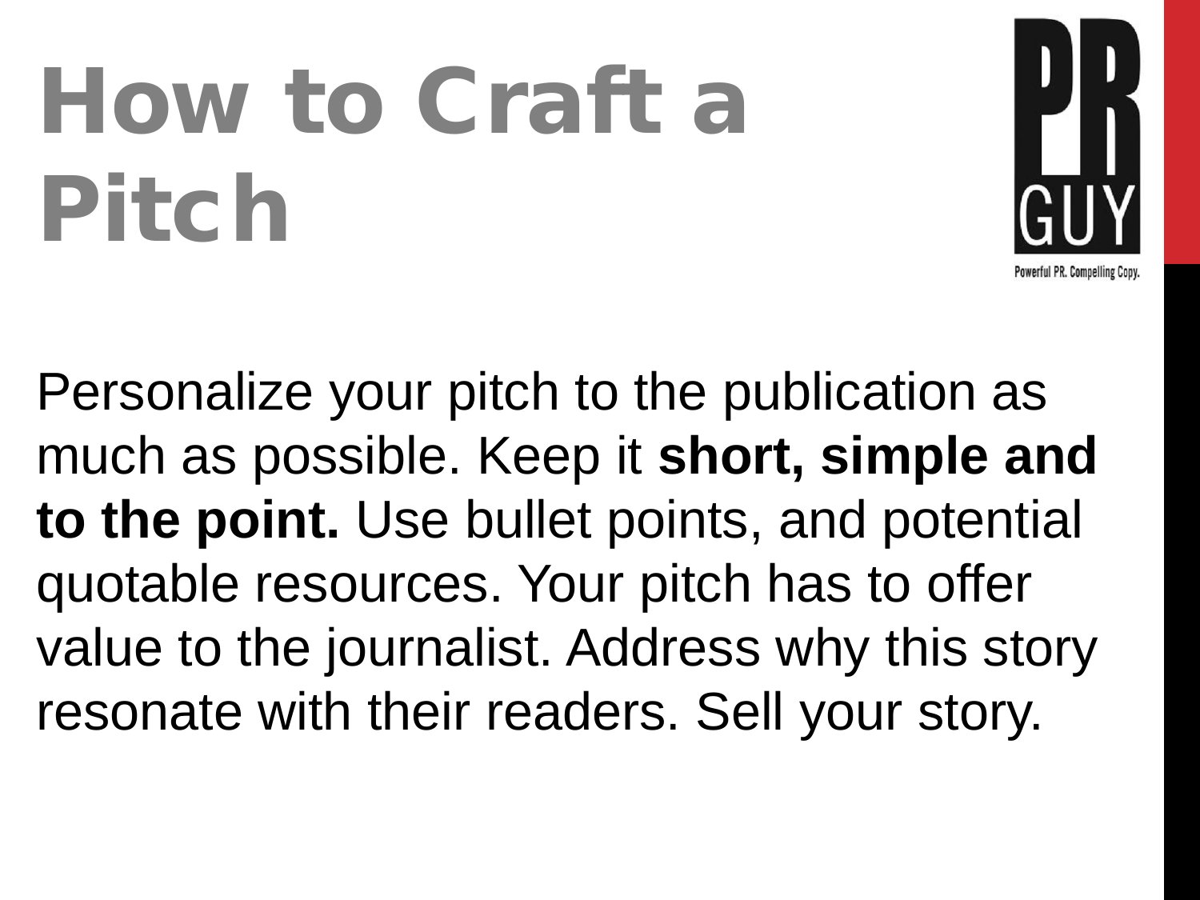# How to Craft a Pitch

Personalize your pitch to the publication as much as possible. Keep it **short, simple and to the point.** Use bullet points, and potential quotable resources. Your pitch has to offer value to the journalist. Address why this story resonate with their readers. Sell your story.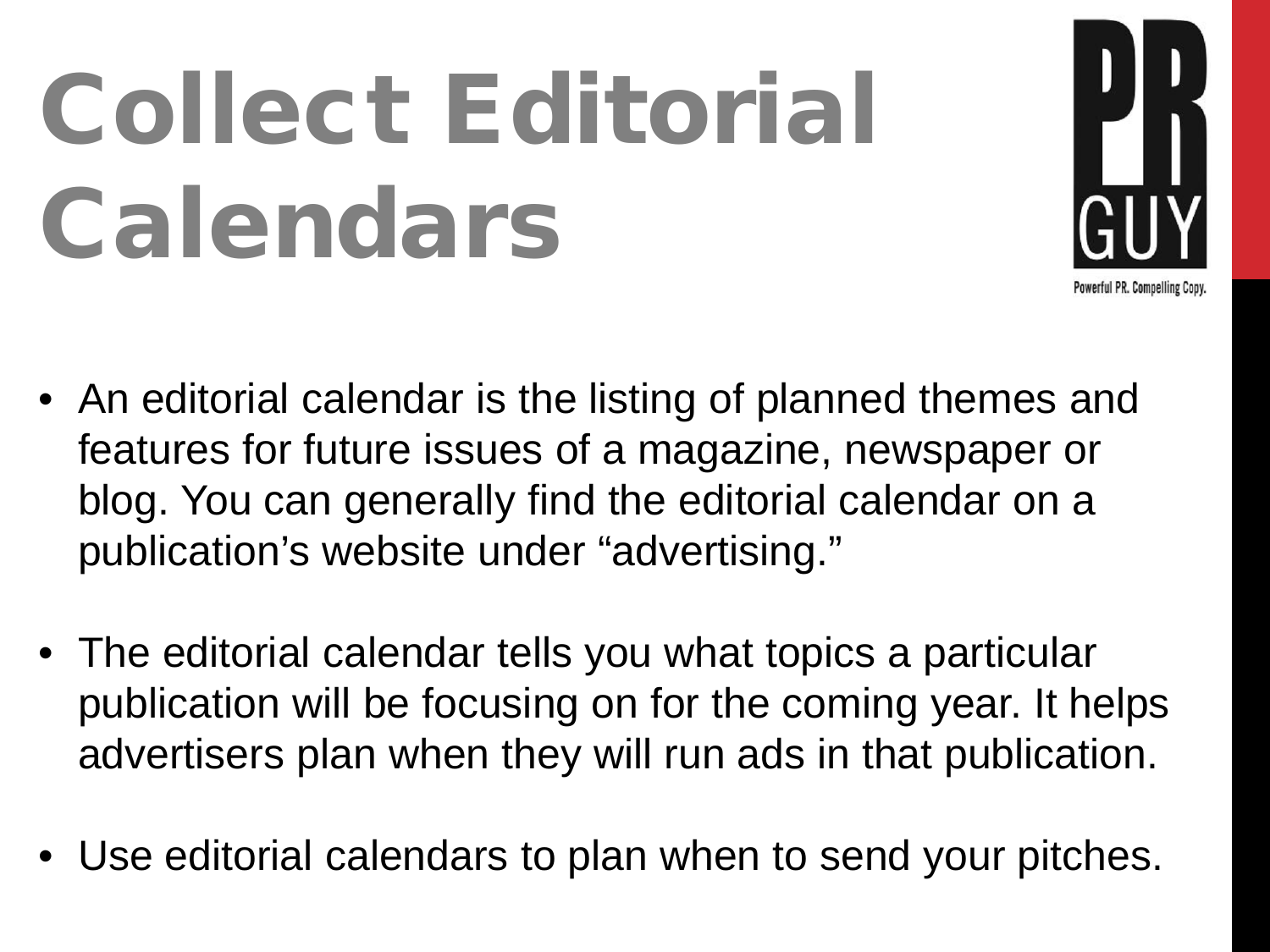# Collect Editorial Calendars

- An editorial calendar is the listing of planned themes and features for future issues of a magazine, newspaper or blog. You can generally find the editorial calendar on a publication's website under "advertising."
- The editorial calendar tells you what topics a particular publication will be focusing on for the coming year. It helps advertisers plan when they will run ads in that publication.
- Use editorial calendars to plan when to send your pitches.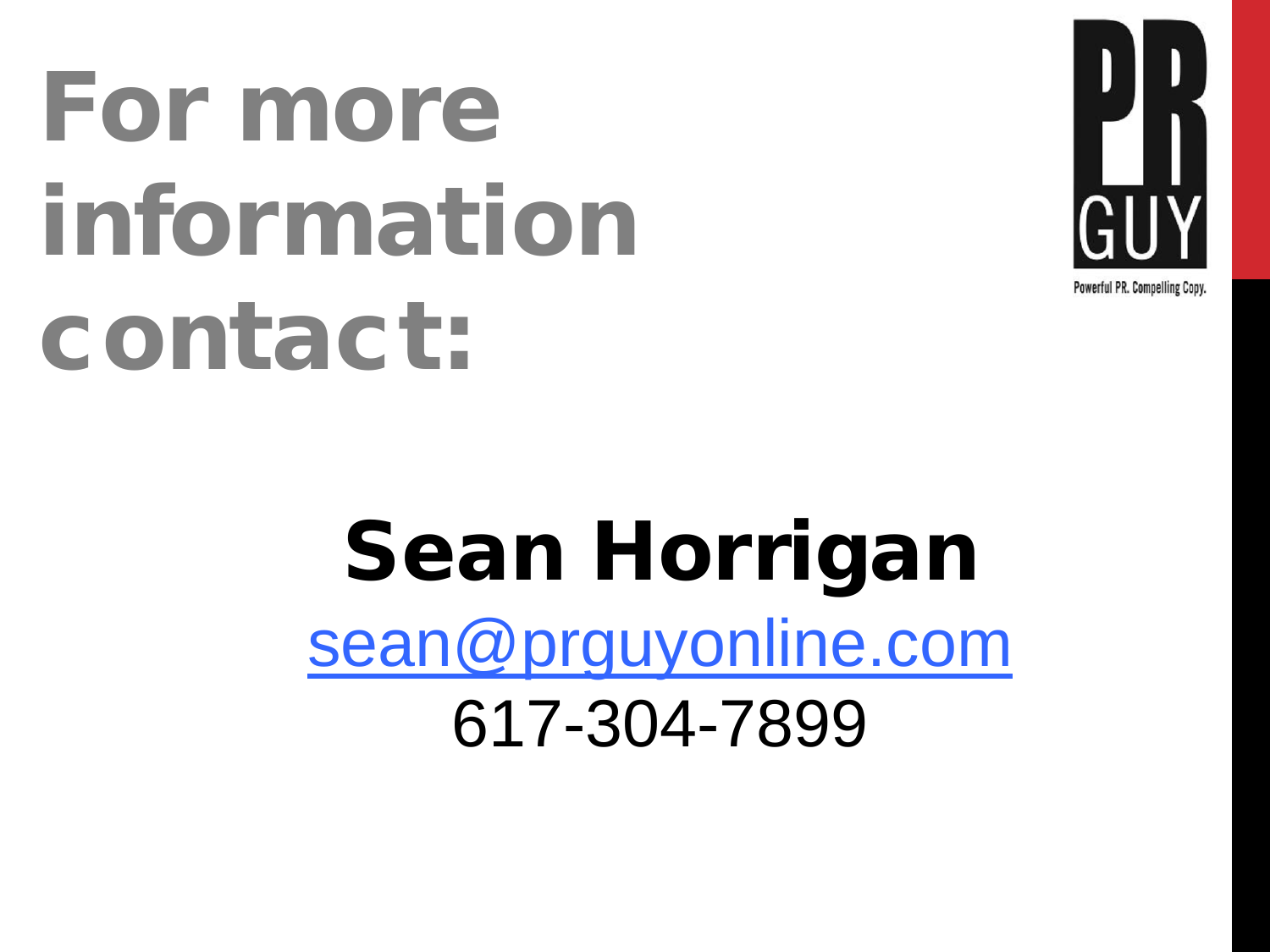# For more information contact:

**Sean Horrigan**

sean@prguyonline.com

617-304-7899